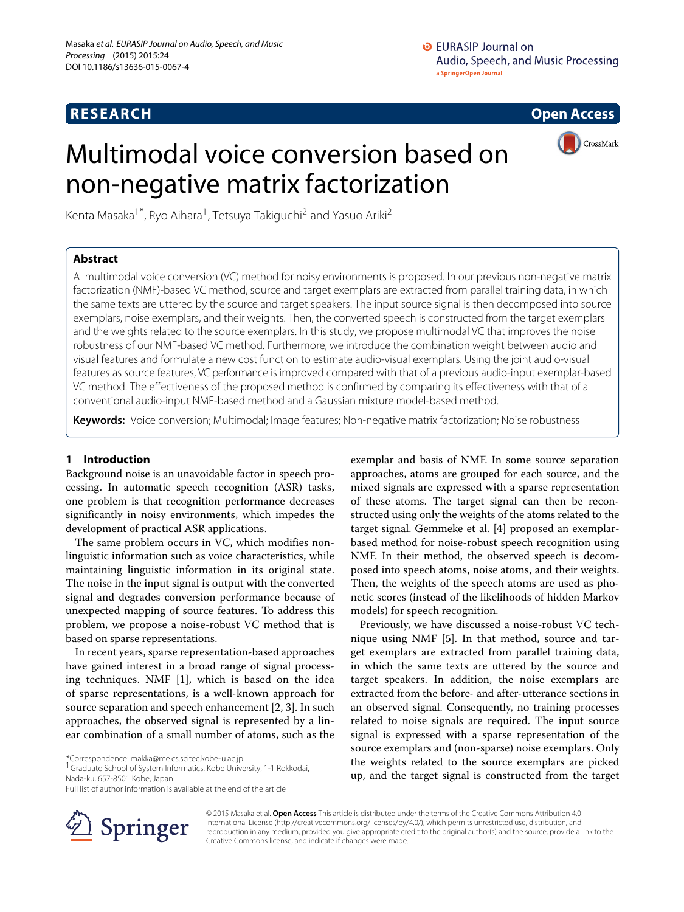RESEARCH

Open Access

# Multimodal voice conversion based on non-negative matrix factorization

Kenta Masaka[1*], Ryo Aihara[1], Tetsuya Takiguchi[2] and Yasuo Ariki[2]

## Abstract

A multimodal voice conversion (VC) method for noisy environments is proposed. In our previous non-negative matrix factorization (NMF)-based VC method, source and target exemplars are extracted from parallel training data, in which the same texts are uttered by the source and target speakers. The input source signal is then decomposed into source exemplars, noise exemplars, and their weights. Then, the converted speech is constructed from the target exemplars and the weights related to the source exemplars. In this study, we propose multimodal VC that improves the noise robustness of our NMF-based VC method. Furthermore, we introduce the combination weight between audio and visual features and formulate a new cost function to estimate audio-visual exemplars. Using the joint audio-visual features as source features, VC performance is improved compared with that of a previous audio-input exemplar-based VC method. The effectiveness of the proposed method is confirmed by comparing its effectiveness with that of a conventional audio-input NMF-based method and a Gaussian mixture model-based method.

**Keywords:** Voice conversion; Multimodal; Image features; Non-negative matrix factorization; Noise robustness

## 1 Introduction

Background noise is an unavoidable factor in speech processing. In automatic speech recognition (ASR) tasks, one problem is that recognition performance decreases significantly in noisy environments, which impedes the development of practical ASR applications.

The same problem occurs in VC, which modifies non-linguistic information such as voice characteristics, while maintaining linguistic information in its original state. The noise in the input signal is output with the converted signal and degrades conversion performance because of unexpected mapping of source features. To address this problem, we propose a noise-robust VC method that is based on sparse representations.

In recent years, sparse representation-based approaches have gained interest in a broad range of signal processing techniques. NMF [1], which is based on the idea of sparse representations, is a well-known approach for source separation and speech enhancement [2, 3]. In such approaches, the observed signal is represented by a linear combination of a small number of atoms, such as the exemplar and basis of NMF. In some source separation approaches, atoms are grouped for each source, and the mixed signals are expressed with a sparse representation of these atoms. The target signal can then be reconstructed using only the weights of the atoms related to the target signal. Gemmeke et al. [4] proposed an exemplar-based method for noise-robust speech recognition using NMF. In their method, the observed speech is decomposed into speech atoms, noise atoms, and their weights. Then, the weights of the speech atoms are used as phonetic scores (instead of the likelihoods of hidden Markov models) for speech recognition.

Previously, we have discussed a noise-robust VC technique using NMF [5]. In that method, source and target exemplars are extracted from parallel training data, in which the same texts are uttered by the source and target speakers. In addition, the noise exemplars are extracted from the before- and after-utterance sections in an observed signal. Consequently, no training processes related to noise signals are required. The input source signal is expressed with a sparse representation of the source exemplars and (non-sparse) noise exemplars. Only the weights related to the source exemplars are picked up, and the target signal is constructed from the target

*Correspondence: makka@me.cs.scitec.kobe-u.ac.jp
[1] Graduate School of System Informatics, Kobe University, 1-1 Rokkodai, Nada-ku, 657-8501 Kobe, Japan
Full list of author information is available at the end of the article

© 2015 Masaka et al. **Open Access** This article is distributed under the terms of the Creative Commons Attribution 4.0 International License (http://creativecommons.org/licenses/by/4.0/), which permits unrestricted use, distribution, and reproduction in any medium, provided you give appropriate credit to the original author(s) and the source, provide a link to the Creative Commons license, and indicate if changes were made.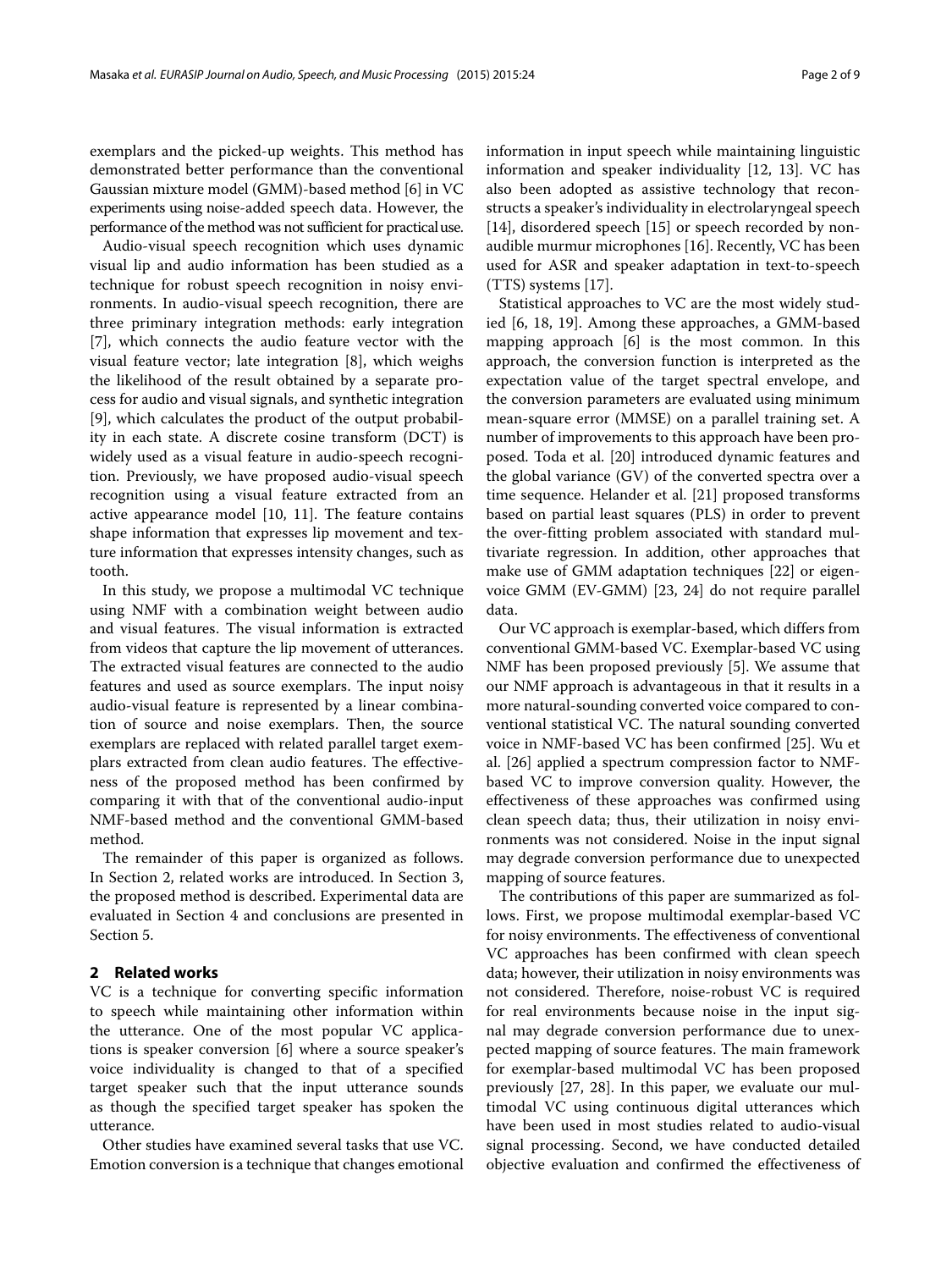exemplars and the picked-up weights. This method has demonstrated better performance than the conventional Gaussian mixture model (GMM)-based method [6] in VC experiments using noise-added speech data. However, the performance of the method was not sufficient for practical use.

Audio-visual speech recognition which uses dynamic visual lip and audio information has been studied as a technique for robust speech recognition in noisy environments. In audio-visual speech recognition, there are three priminary integration methods: early integration [7], which connects the audio feature vector with the visual feature vector; late integration [8], which weighs the likelihood of the result obtained by a separate process for audio and visual signals, and synthetic integration [9], which calculates the product of the output probability in each state. A discrete cosine transform (DCT) is widely used as a visual feature in audio-speech recognition. Previously, we have proposed audio-visual speech recognition using a visual feature extracted from an active appearance model [10, 11]. The feature contains shape information that expresses lip movement and texture information that expresses intensity changes, such as tooth.

In this study, we propose a multimodal VC technique using NMF with a combination weight between audio and visual features. The visual information is extracted from videos that capture the lip movement of utterances. The extracted visual features are connected to the audio features and used as source exemplars. The input noisy audio-visual feature is represented by a linear combination of source and noise exemplars. Then, the source exemplars are replaced with related parallel target exemplars extracted from clean audio features. The effectiveness of the proposed method has been confirmed by comparing it with that of the conventional audio-input NMF-based method and the conventional GMM-based method.

The remainder of this paper is organized as follows. In Section 2, related works are introduced. In Section 3, the proposed method is described. Experimental data are evaluated in Section 4 and conclusions are presented in Section 5.

## 2 Related works

VC is a technique for converting specific information to speech while maintaining other information within the utterance. One of the most popular VC applications is speaker conversion [6] where a source speaker's voice individuality is changed to that of a specified target speaker such that the input utterance sounds as though the specified target speaker has spoken the utterance.

Other studies have examined several tasks that use VC. Emotion conversion is a technique that changes emotional information in input speech while maintaining linguistic information and speaker individuality [12, 13]. VC has also been adopted as assistive technology that reconstructs a speaker's individuality in electrolaryngeal speech [14], disordered speech [15] or speech recorded by non-audible murmur microphones [16]. Recently, VC has been used for ASR and speaker adaptation in text-to-speech (TTS) systems [17].

Statistical approaches to VC are the most widely studied [6, 18, 19]. Among these approaches, a GMM-based mapping approach [6] is the most common. In this approach, the conversion function is interpreted as the expectation value of the target spectral envelope, and the conversion parameters are evaluated using minimum mean-square error (MMSE) on a parallel training set. A number of improvements to this approach have been proposed. Toda et al. [20] introduced dynamic features and the global variance (GV) of the converted spectra over a time sequence. Helander et al. [21] proposed transforms based on partial least squares (PLS) in order to prevent the over-fitting problem associated with standard multivariate regression. In addition, other approaches that make use of GMM adaptation techniques [22] or eigenvoice GMM (EV-GMM) [23, 24] do not require parallel data.

Our VC approach is exemplar-based, which differs from conventional GMM-based VC. Exemplar-based VC using NMF has been proposed previously [5]. We assume that our NMF approach is advantageous in that it results in a more natural-sounding converted voice compared to conventional statistical VC. The natural sounding converted voice in NMF-based VC has been confirmed [25]. Wu et al. [26] applied a spectrum compression factor to NMF-based VC to improve conversion quality. However, the effectiveness of these approaches was confirmed using clean speech data; thus, their utilization in noisy environments was not considered. Noise in the input signal may degrade conversion performance due to unexpected mapping of source features.

The contributions of this paper are summarized as follows. First, we propose multimodal exemplar-based VC for noisy environments. The effectiveness of conventional VC approaches has been confirmed with clean speech data; however, their utilization in noisy environments was not considered. Therefore, noise-robust VC is required for real environments because noise in the input signal may degrade conversion performance due to unexpected mapping of source features. The main framework for exemplar-based multimodal VC has been proposed previously [27, 28]. In this paper, we evaluate our multimodal VC using continuous digital utterances which have been used in most studies related to audio-visual signal processing. Second, we have conducted detailed objective evaluation and confirmed the effectiveness of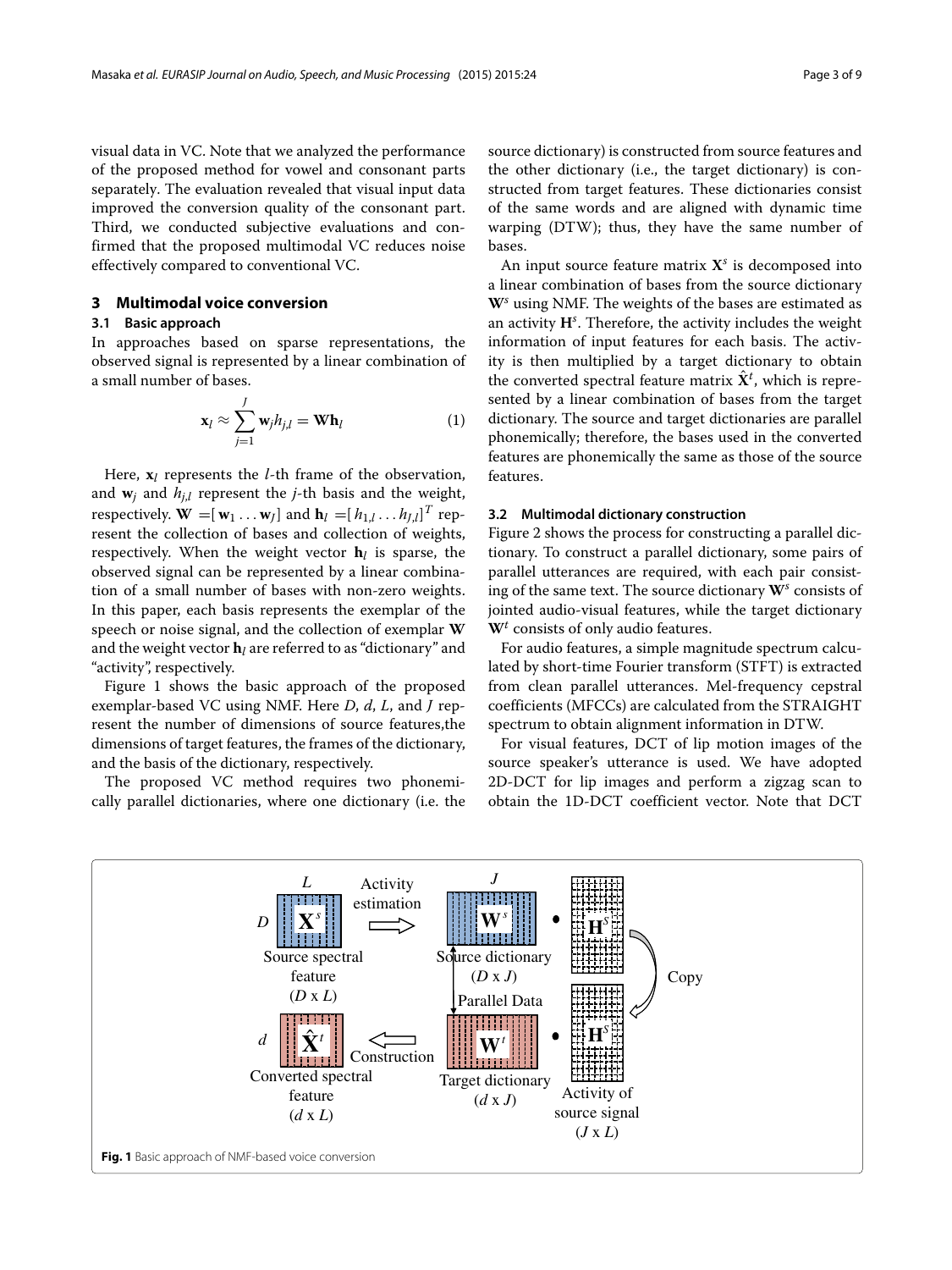visual data in VC. Note that we analyzed the performance of the proposed method for vowel and consonant parts separately. The evaluation revealed that visual input data improved the conversion quality of the consonant part. Third, we conducted subjective evaluations and confirmed that the proposed multimodal VC reduces noise effectively compared to conventional VC.

## 3 Multimodal voice conversion

### 3.1 Basic approach

In approaches based on sparse representations, the observed signal is represented by a linear combination of a small number of bases.

$$\mathbf{x}_l \approx \sum_{j=1}^{J} \mathbf{w}_j h_{j,l} = \mathbf{W}\mathbf{h}_l \tag{1}$$

Here, $\mathbf{x}_l$ represents the $l$-th frame of the observation, and $\mathbf{w}_j$ and $h_{j,l}$ represent the $j$-th basis and the weight, respectively. $\mathbf{W} = [\mathbf{w}_1 \ldots \mathbf{w}_J]$ and $\mathbf{h}_l = [h_{1,l} \ldots h_{J,l}]^T$ represent the collection of bases and collection of weights, respectively. When the weight vector $\mathbf{h}_l$ is sparse, the observed signal can be represented by a linear combination of a small number of bases with non-zero weights. In this paper, each basis represents the exemplar of the speech or noise signal, and the collection of exemplar $\mathbf{W}$ and the weight vector $\mathbf{h}_l$ are referred to as "dictionary" and "activity", respectively.

Figure 1 shows the basic approach of the proposed exemplar-based VC using NMF. Here $D$, $d$, $L$, and $J$ represent the number of dimensions of source features, the dimensions of target features, the frames of the dictionary, and the basis of the dictionary, respectively.

The proposed VC method requires two phonemically parallel dictionaries, where one dictionary (i.e. the source dictionary) is constructed from source features and the other dictionary (i.e., the target dictionary) is constructed from target features. These dictionaries consist of the same words and are aligned with dynamic time warping (DTW); thus, they have the same number of bases.

An input source feature matrix $\mathbf{X}^s$ is decomposed into a linear combination of bases from the source dictionary $\mathbf{W}^s$ using NMF. The weights of the bases are estimated as an activity $\mathbf{H}^s$. Therefore, the activity includes the weight information of input features for each basis. The activity is then multiplied by a target dictionary to obtain the converted spectral feature matrix $\hat{\mathbf{X}}^t$, which is represented by a linear combination of bases from the target dictionary. The source and target dictionaries are parallel phonemically; therefore, the bases used in the converted features are phonemically the same as those of the source features.

### 3.2 Multimodal dictionary construction

Figure 2 shows the process for constructing a parallel dictionary. To construct a parallel dictionary, some pairs of parallel utterances are required, with each pair consisting of the same text. The source dictionary $\mathbf{W}^s$ consists of jointed audio-visual features, while the target dictionary $\mathbf{W}^t$ consists of only audio features.

For audio features, a simple magnitude spectrum calculated by short-time Fourier transform (STFT) is extracted from clean parallel utterances. Mel-frequency cepstral coefficients (MFCCs) are calculated from the STRAIGHT spectrum to obtain alignment information in DTW.

For visual features, DCT of lip motion images of the source speaker's utterance is used. We have adopted 2D-DCT for lip images and perform a zigzag scan to obtain the 1D-DCT coefficient vector. Note that DCT

**Fig. 1** Basic approach of NMF-based voice conversion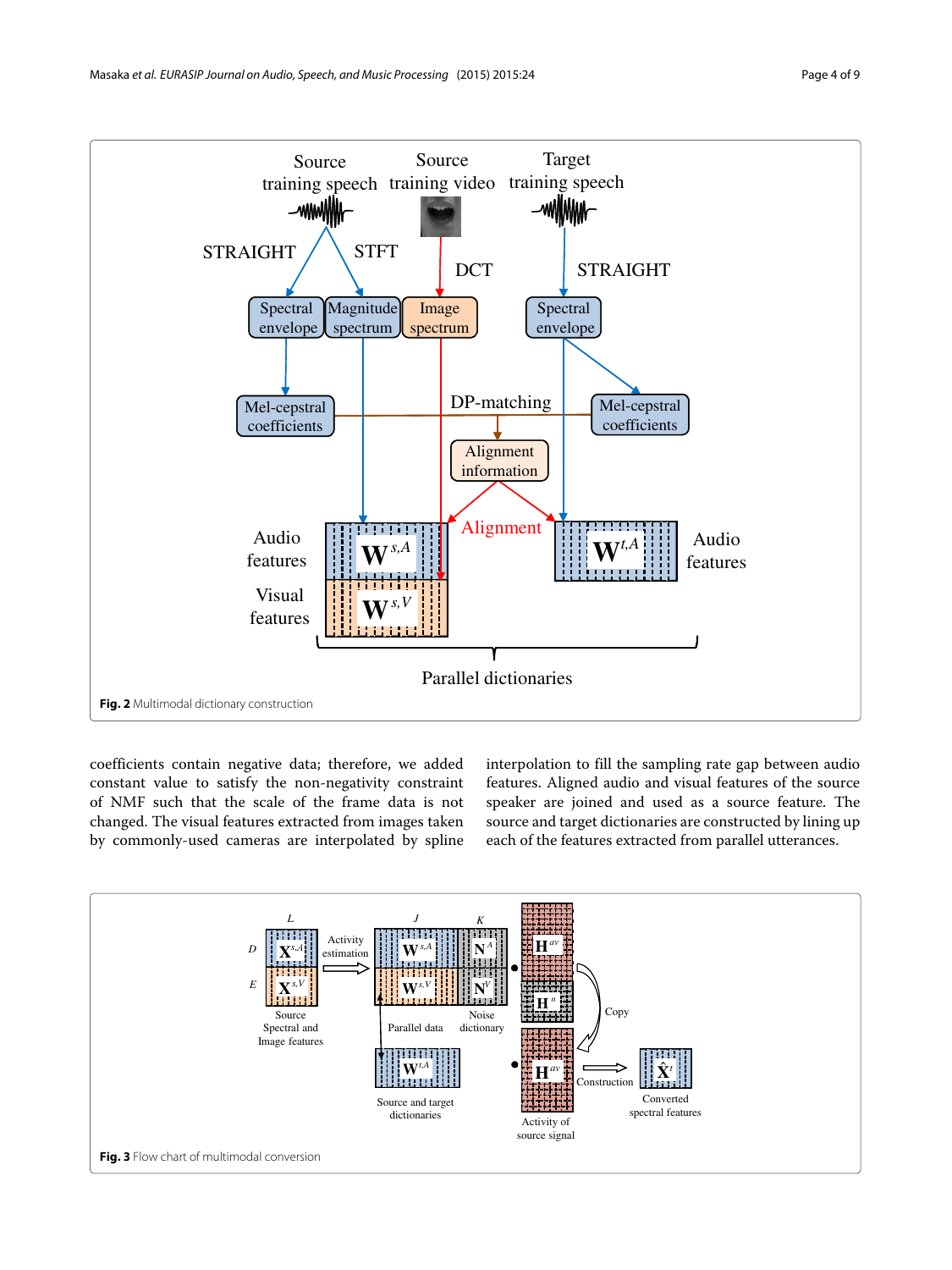Fig. 2 Multimodal dictionary construction

coefficients contain negative data; therefore, we added constant value to satisfy the non-negativity constraint of NMF such that the scale of the frame data is not changed. The visual features extracted from images taken by commonly-used cameras are interpolated by spline interpolation to fill the sampling rate gap between audio features. Aligned audio and visual features of the source speaker are joined and used as a source feature. The source and target dictionaries are constructed by lining up each of the features extracted from parallel utterances.

Fig. 3 Flow chart of multimodal conversion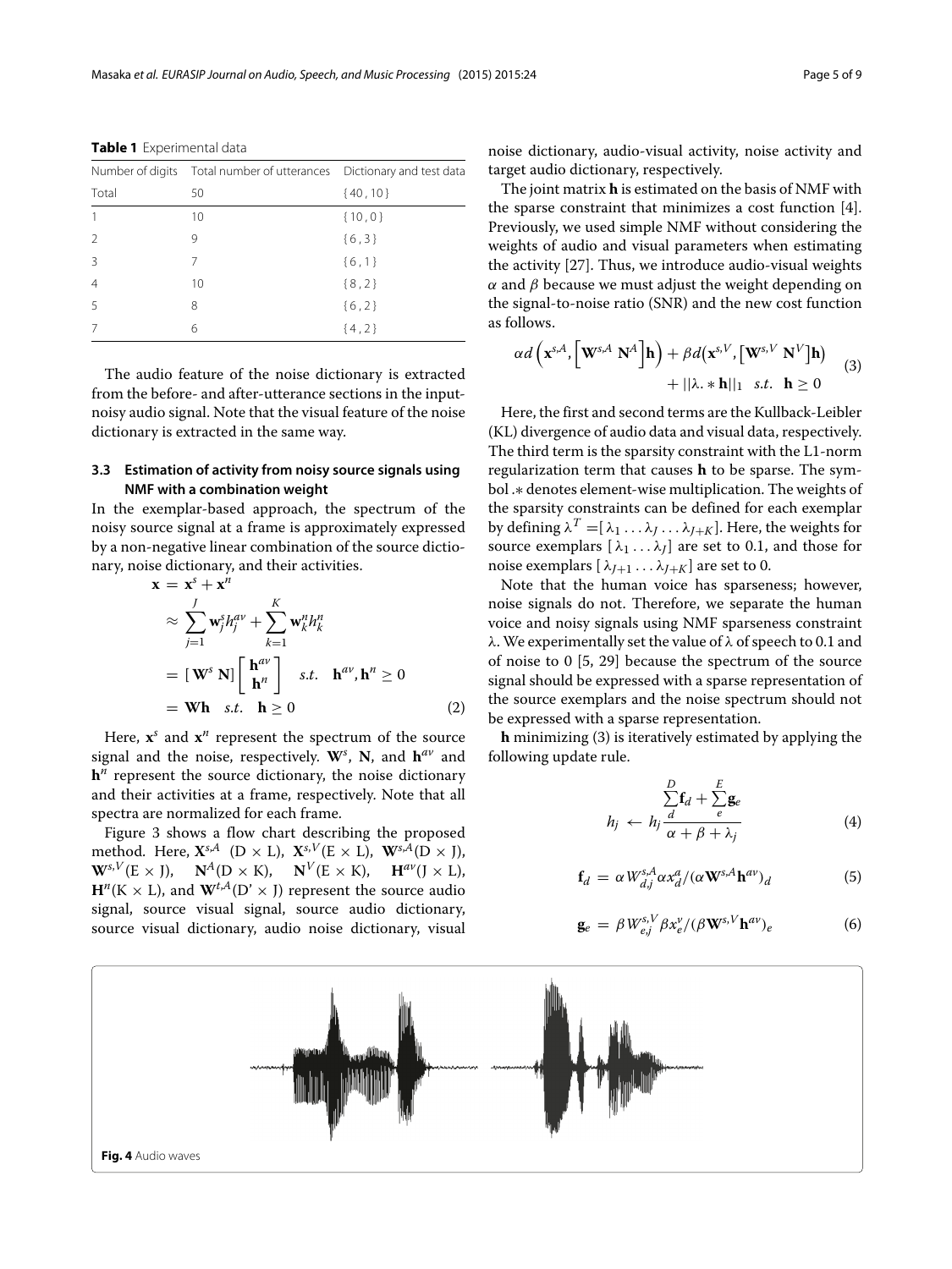**Table 1** Experimental data

| Number of digits | Total number of utterances | Dictionary and test data |
|---|---|---|
| Total | 50 | {40, 10} |
| 1 | 10 | {10, 0} |
| 2 | 9 | {6, 3} |
| 3 | 7 | {6, 1} |
| 4 | 10 | {8, 2} |
| 5 | 8 | {6, 2} |
| 7 | 6 | {4, 2} |

The audio feature of the noise dictionary is extracted from the before- and after-utterance sections in the input-noisy audio signal. Note that the visual feature of the noise dictionary is extracted in the same way.

### 3.3 Estimation of activity from noisy source signals using NMF with a combination weight

In the exemplar-based approach, the spectrum of the noisy source signal at a frame is approximately expressed by a non-negative linear combination of the source dictionary, noise dictionary, and their activities.

$$
\begin{aligned}
\mathbf{x} &= \mathbf{x}^s + \mathbf{x}^n \\
&\approx \sum_{j=1}^{J} \mathbf{w}_j^s h_j^{av} + \sum_{k=1}^{K} \mathbf{w}_k^n h_k^n \\
&= [\,\mathbf{W}^s\ \mathbf{N}] \begin{bmatrix} \mathbf{h}^{av} \\ \mathbf{h}^n \end{bmatrix} \quad s.t. \quad \mathbf{h}^{av}, \mathbf{h}^n \geq 0 \\
&= \mathbf{W}\mathbf{h} \quad s.t. \quad \mathbf{h} \geq 0
\end{aligned} \tag{2}
$$

Here, $\mathbf{x}^s$ and $\mathbf{x}^n$ represent the spectrum of the source signal and the noise, respectively. $\mathbf{W}^s$, $\mathbf{N}$, and $\mathbf{h}^{av}$ and $\mathbf{h}^n$ represent the source dictionary, the noise dictionary and their activities at a frame, respectively. Note that all spectra are normalized for each frame.

Figure 3 shows a flow chart describing the proposed method. Here, $\mathbf{X}^{s,A}$ (D × L), $\mathbf{X}^{s,V}$(E × L), $\mathbf{W}^{s,A}$(D × J), $\mathbf{W}^{s,V}$(E × J), $\mathbf{N}^A$(D × K), $\mathbf{N}^V$(E × K), $\mathbf{H}^{av}$(J × L), $\mathbf{H}^n$(K × L), and $\mathbf{W}^{t,A}$(D' × J) represent the source audio signal, source visual signal, source audio dictionary, source visual dictionary, audio noise dictionary, visual noise dictionary, audio-visual activity, noise activity and target audio dictionary, respectively.

The joint matrix $\mathbf{h}$ is estimated on the basis of NMF with the sparse constraint that minimizes a cost function [4]. Previously, we used simple NMF without considering the weights of audio and visual parameters when estimating the activity [27]. Thus, we introduce audio-visual weights $\alpha$ and $\beta$ because we must adjust the weight depending on the signal-to-noise ratio (SNR) and the new cost function as follows.

$$
\alpha d\left(\mathbf{x}^{s,A}, \left[\mathbf{W}^{s,A}\ \mathbf{N}^A\right]\mathbf{h}\right) + \beta d\left(\mathbf{x}^{s,V}, \left[\mathbf{W}^{s,V}\ \mathbf{N}^V\right]\mathbf{h}\right) + ||\lambda . * \mathbf{h}||_1 \quad s.t. \quad \mathbf{h} \geq 0 \tag{3}
$$

Here, the first and second terms are the Kullback-Leibler (KL) divergence of audio data and visual data, respectively. The third term is the sparsity constraint with the L1-norm regularization term that causes $\mathbf{h}$ to be sparse. The symbol .∗ denotes element-wise multiplication. The weights of the sparsity constraints can be defined for each exemplar by defining $\lambda^T = [\lambda_1 \ldots \lambda_J \ldots \lambda_{J+K}]$. Here, the weights for source exemplars $[\lambda_1 \ldots \lambda_J]$ are set to 0.1, and those for noise exemplars $[\lambda_{J+1} \ldots \lambda_{J+K}]$ are set to 0.

Note that the human voice has sparseness; however, noise signals do not. Therefore, we separate the human voice and noisy signals using NMF sparseness constraint λ. We experimentally set the value of λ of speech to 0.1 and of noise to 0 [5, 29] because the spectrum of the source signal should be expressed with a sparse representation of the source exemplars and the noise spectrum should not be expressed with a sparse representation.

$\mathbf{h}$ minimizing (3) is iteratively estimated by applying the following update rule.

$$
h_j \leftarrow h_j \frac{\sum_{d}^{D} \mathbf{f}_d + \sum_{e}^{E} \mathbf{g}_e}{\alpha + \beta + \lambda_j} \tag{4}
$$

$$
\mathbf{f}_d = \alpha W_{d,j}^{s,A} \alpha x_d^a / (\alpha \mathbf{W}^{s,A} \mathbf{h}^{av})_d \tag{5}
$$

$$
\mathbf{g}_e = \beta W_{e,j}^{s,V} \beta x_e^v / (\beta \mathbf{W}^{s,V} \mathbf{h}^{av})_e \tag{6}
$$

**Fig. 4** Audio waves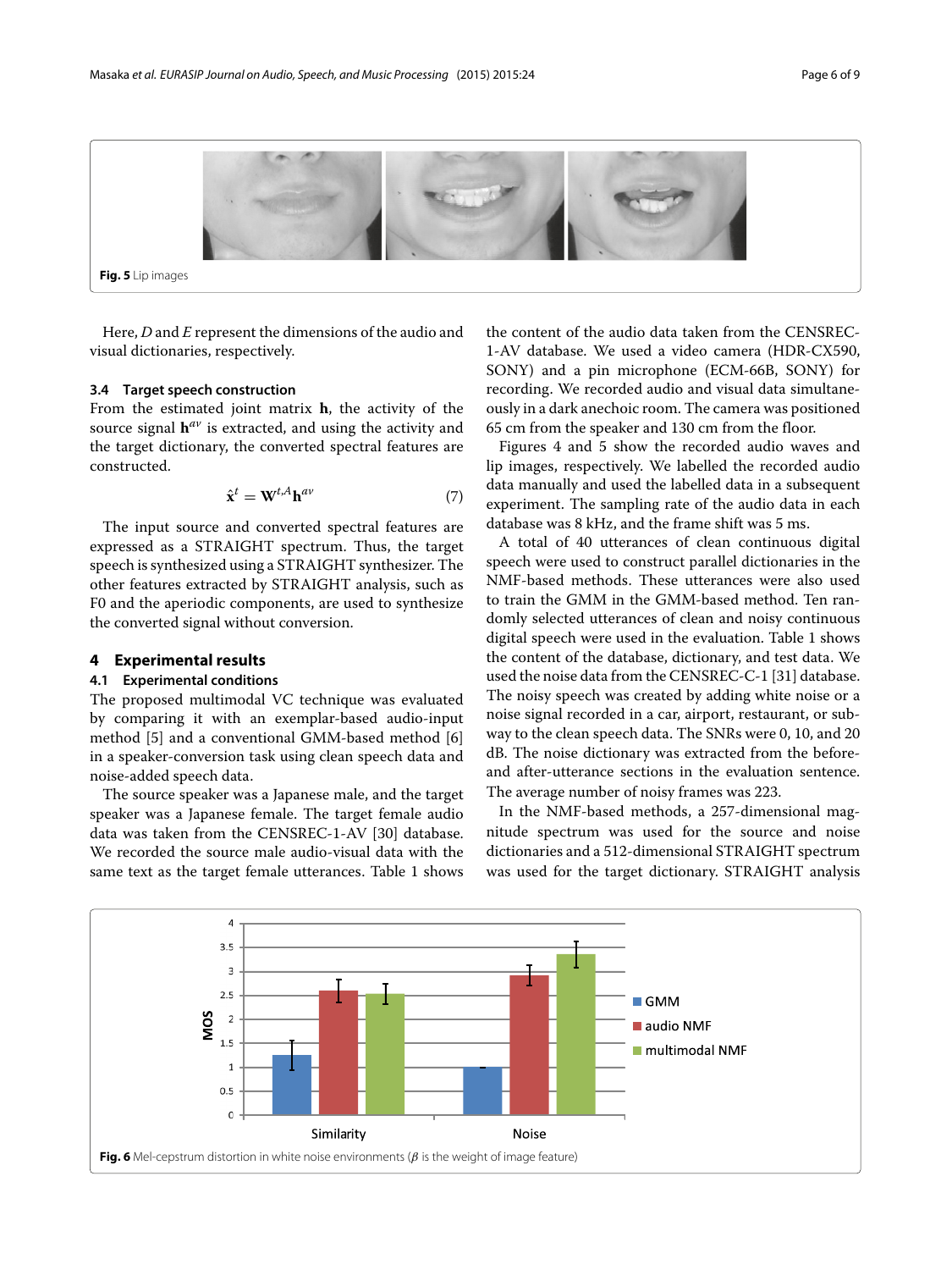Fig. 5 Lip images

Here, $D$ and $E$ represent the dimensions of the audio and visual dictionaries, respectively.

### 3.4 Target speech construction

From the estimated joint matrix $\mathbf{h}$, the activity of the source signal $\mathbf{h}^{av}$ is extracted, and using the activity and the target dictionary, the converted spectral features are constructed.

$$\hat{\mathbf{x}}^{t} = \mathbf{W}^{t,A}\mathbf{h}^{av} \tag{7}$$

The input source and converted spectral features are expressed as a STRAIGHT spectrum. Thus, the target speech is synthesized using a STRAIGHT synthesizer. The other features extracted by STRAIGHT analysis, such as F0 and the aperiodic components, are used to synthesize the converted signal without conversion.

## 4 Experimental results

### 4.1 Experimental conditions

The proposed multimodal VC technique was evaluated by comparing it with an exemplar-based audio-input method [5] and a conventional GMM-based method [6] in a speaker-conversion task using clean speech data and noise-added speech data.

The source speaker was a Japanese male, and the target speaker was a Japanese female. The target female audio data was taken from the CENSREC-1-AV [30] database. We recorded the source male audio-visual data with the same text as the target female utterances. Table 1 shows the content of the audio data taken from the CENSREC-1-AV database. We used a video camera (HDR-CX590, SONY) and a pin microphone (ECM-66B, SONY) for recording. We recorded audio and visual data simultaneously in a dark anechoic room. The camera was positioned 65 cm from the speaker and 130 cm from the floor.

Figures 4 and 5 show the recorded audio waves and lip images, respectively. We labelled the recorded audio data manually and used the labelled data in a subsequent experiment. The sampling rate of the audio data in each database was 8 kHz, and the frame shift was 5 ms.

A total of 40 utterances of clean continuous digital speech were used to construct parallel dictionaries in the NMF-based methods. These utterances were also used to train the GMM in the GMM-based method. Ten randomly selected utterances of clean and noisy continuous digital speech were used in the evaluation. Table 1 shows the content of the database, dictionary, and test data. We used the noise data from the CENSREC-C-1 [31] database. The noisy speech was created by adding white noise or a noise signal recorded in a car, airport, restaurant, or subway to the clean speech data. The SNRs were 0, 10, and 20 dB. The noise dictionary was extracted from the before- and after-utterance sections in the evaluation sentence. The average number of noisy frames was 223.

In the NMF-based methods, a 257-dimensional magnitude spectrum was used for the source and noise dictionaries and a 512-dimensional STRAIGHT spectrum was used for the target dictionary. STRAIGHT analysis

Fig. 6 Mel-cepstrum distortion in white noise environments ($\beta$ is the weight of image feature)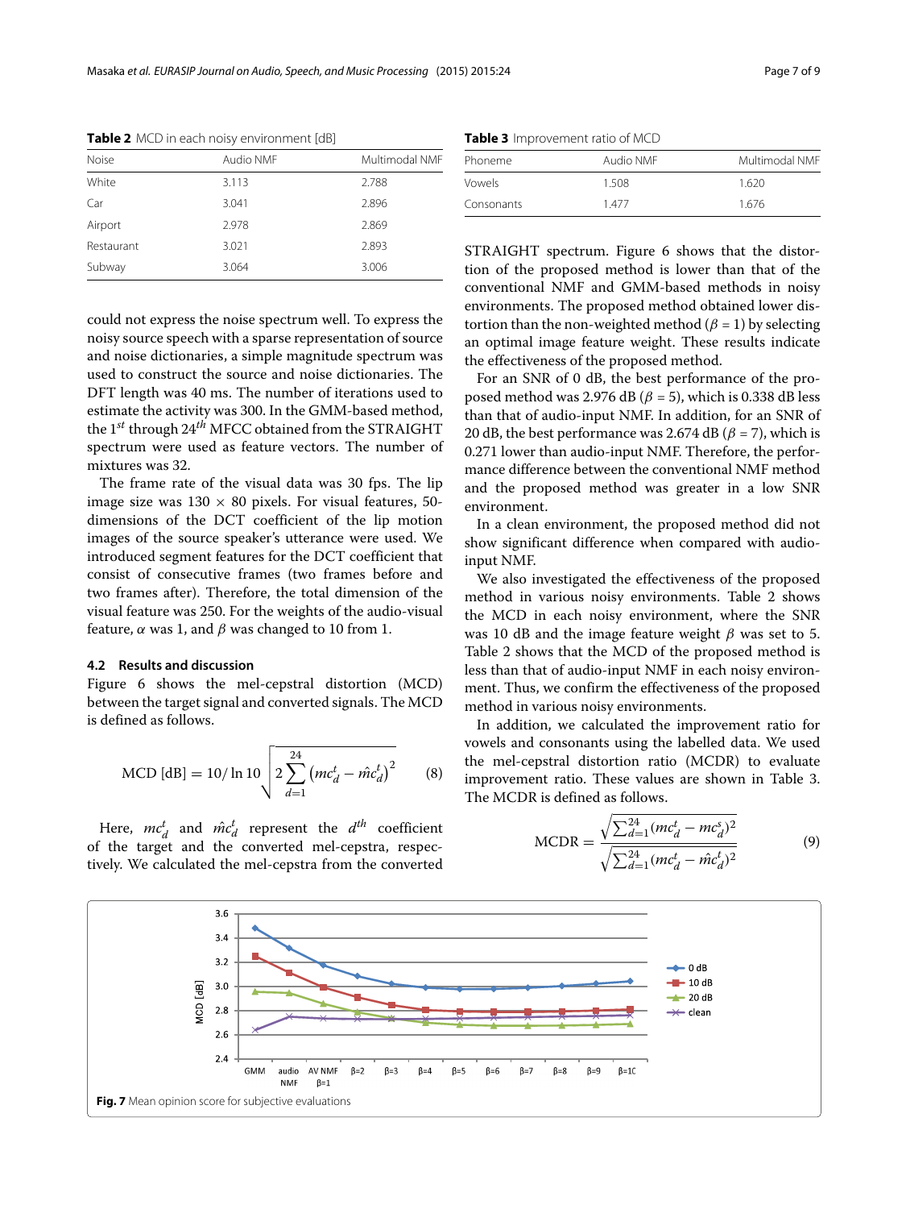**Table 2** MCD in each noisy environment [dB]

| Noise | Audio NMF | Multimodal NMF |
|---|---|---|
| White | 3.113 | 2.788 |
| Car | 3.041 | 2.896 |
| Airport | 2.978 | 2.869 |
| Restaurant | 3.021 | 2.893 |
| Subway | 3.064 | 3.006 |

could not express the noise spectrum well. To express the noisy source speech with a sparse representation of source and noise dictionaries, a simple magnitude spectrum was used to construct the source and noise dictionaries. The DFT length was 40 ms. The number of iterations used to estimate the activity was 300. In the GMM-based method, the $1^{st}$ through $24^{th}$ MFCC obtained from the STRAIGHT spectrum were used as feature vectors. The number of mixtures was 32.

The frame rate of the visual data was 30 fps. The lip image size was 130 × 80 pixels. For visual features, 50-dimensions of the DCT coefficient of the lip motion images of the source speaker's utterance were used. We introduced segment features for the DCT coefficient that consist of consecutive frames (two frames before and two frames after). Therefore, the total dimension of the visual feature was 250. For the weights of the audio-visual feature, $\alpha$ was 1, and $\beta$ was changed to 10 from 1.

### 4.2 Results and discussion

Figure 6 shows the mel-cepstral distortion (MCD) between the target signal and converted signals. The MCD is defined as follows.

$$\text{MCD [dB]} = 10/\ln 10 \sqrt{2 \sum_{d=1}^{24} \left(mc_d^t - \hat{mc}_d^t\right)^2} \tag{8}$$

Here, $mc_d^t$ and $\hat{mc}_d^t$ represent the $d^{th}$ coefficient of the target and the converted mel-cepstra, respectively. We calculated the mel-cepstra from the converted STRAIGHT spectrum. Figure 6 shows that the distortion of the proposed method is lower than that of the conventional NMF and GMM-based methods in noisy environments. The proposed method obtained lower distortion than the non-weighted method ($\beta = 1$) by selecting an optimal image feature weight. These results indicate the effectiveness of the proposed method.

For an SNR of 0 dB, the best performance of the proposed method was 2.976 dB ($\beta = 5$), which is 0.338 dB less than that of audio-input NMF. In addition, for an SNR of 20 dB, the best performance was 2.674 dB ($\beta = 7$), which is 0.271 lower than audio-input NMF. Therefore, the performance difference between the conventional NMF method and the proposed method was greater in a low SNR environment.

In a clean environment, the proposed method did not show significant difference when compared with audio-input NMF.

We also investigated the effectiveness of the proposed method in various noisy environments. Table 2 shows the MCD in each noisy environment, where the SNR was 10 dB and the image feature weight $\beta$ was set to 5. Table 2 shows that the MCD of the proposed method is less than that of audio-input NMF in each noisy environment. Thus, we confirm the effectiveness of the proposed method in various noisy environments.

In addition, we calculated the improvement ratio for vowels and consonants using the labelled data. We used the mel-cepstral distortion ratio (MCDR) to evaluate improvement ratio. These values are shown in Table 3. The MCDR is defined as follows.

$$\text{MCDR} = \frac{\sqrt{\sum_{d=1}^{24}(mc_d^t - mc_d^s)^2}}{\sqrt{\sum_{d=1}^{24}(mc_d^t - \hat{mc}_d^t)^2}} \tag{9}$$

**Table 3** Improvement ratio of MCD

| Phoneme | Audio NMF | Multimodal NMF |
|---|---|---|
| Vowels | 1.508 | 1.620 |
| Consonants | 1.477 | 1.676 |

**Fig. 7** Mean opinion score for subjective evaluations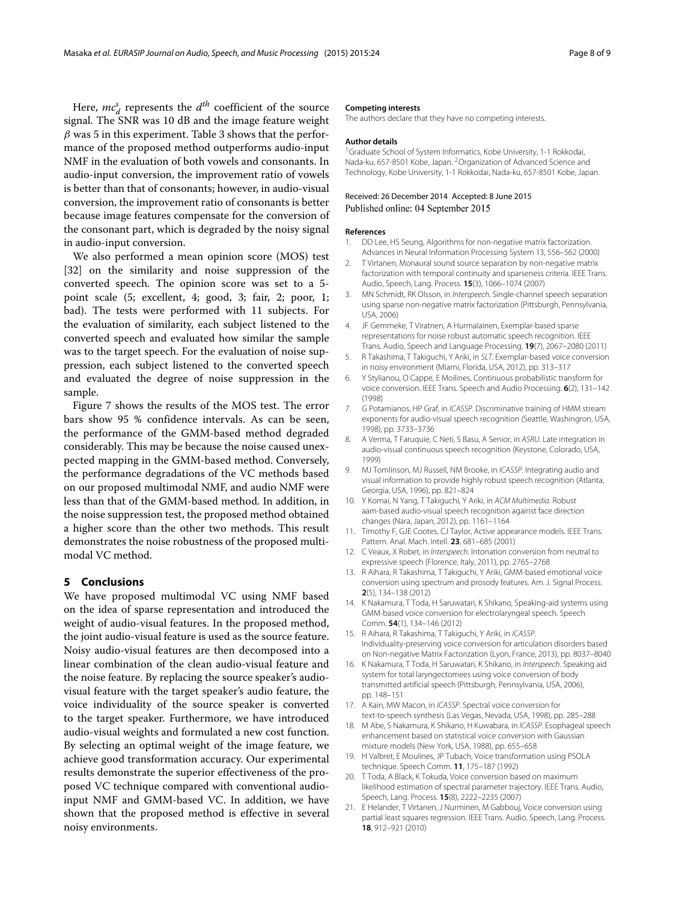Here, $mc_d^s$ represents the $d^{th}$ coefficient of the source signal. The SNR was 10 dB and the image feature weight $\beta$ was 5 in this experiment. Table 3 shows that the performance of the proposed method outperforms audio-input NMF in the evaluation of both vowels and consonants. In audio-input conversion, the improvement ratio of vowels is better than that of consonants; however, in audio-visual conversion, the improvement ratio of consonants is better because image features compensate for the conversion of the consonant part, which is degraded by the noisy signal in audio-input conversion.

We also performed a mean opinion score (MOS) test [32] on the similarity and noise suppression of the converted speech. The opinion score was set to a 5-point scale (5; excellent, 4; good, 3; fair, 2; poor, 1; bad). The tests were performed with 11 subjects. For the evaluation of similarity, each subject listened to the converted speech and evaluated how similar the sample was to the target speech. For the evaluation of noise suppression, each subject listened to the converted speech and evaluated the degree of noise suppression in the sample.

Figure 7 shows the results of the MOS test. The error bars show 95 % confidence intervals. As can be seen, the performance of the GMM-based method degraded considerably. This may be because the noise caused unexpected mapping in the GMM-based method. Conversely, the performance degradations of the VC methods based on our proposed multimodal NMF, and audio NMF were less than that of the GMM-based method. In addition, in the noise suppression test, the proposed method obtained a higher score than the other two methods. This result demonstrates the noise robustness of the proposed multimodal VC method.

## 5 Conclusions

We have proposed multimodal VC using NMF based on the idea of sparse representation and introduced the weight of audio-visual features. In the proposed method, the joint audio-visual feature is used as the source feature. Noisy audio-visual features are then decomposed into a linear combination of the clean audio-visual feature and the noise feature. By replacing the source speaker's audio-visual feature with the target speaker's audio feature, the voice individuality of the source speaker is converted to the target speaker. Furthermore, we have introduced audio-visual weights and formulated a new cost function. By selecting an optimal weight of the image feature, we achieve good transformation accuracy. Our experimental results demonstrate the superior effectiveness of the proposed VC technique compared with conventional audio-input NMF and GMM-based VC. In addition, we have shown that the proposed method is effective in several noisy environments.

#### Competing interests

The authors declare that they have no competing interests.

#### Author details

[1]Graduate School of System Informatics, Kobe University, 1-1 Rokkodai, Nada-ku, 657-8501 Kobe, Japan. [2]Organization of Advanced Science and Technology, Kobe University, 1-1 Rokkodai, Nada-ku, 657-8501 Kobe, Japan.

Received: 26 December 2014 Accepted: 8 June 2015
Published online: 04 September 2015

#### References

1. DD Lee, HS Seung, Algorithms for non-negative matrix factorization. Advances in Neural Information Processing System 13, 556–562 (2000)
2. T Virtanen, Monaural sound source separation by non-negative matrix factorization with temporal continuity and sparseness criteria. IEEE Trans. Audio, Speech, Lang. Process. **15**(3), 1066–1074 (2007)
3. MN Schmidt, RK Olsson, in *Interspeech*. Single-channel speech separation using sparse non-negative matrix factorization (Pittsburgh, Pennsylvania, USA, 2006)
4. JF Gemmeke, T Viratnen, A Hurmalainen, Exemplar-based sparse representations for noise robust automatic speech recognition. IEEE Trans. Audio, Speech and Language Processing. **19**(7), 2067–2080 (2011)
5. R Takashima, T Takiguchi, Y Ariki, in *SLT*. Exemplar-based voice conversion in noisy environment (Miami, Florida, USA, 2012), pp. 313–317
6. Y Stylianou, O Cappe, E Moilines, Continuous probabilistic transform for voice conversion. IEEE Trans. Speech and Audio Processing. **6**(2), 131–142 (1998)
7. G Potamianos, HP Graf, in *ICASSP*. Discriminative training of HMM stream exponents for audio-visual speech recognition (Seattle, Washingron, USA, 1998), pp. 3733–3736
8. A Verma, T Faruquie, C Neti, S Basu, A Senior, in *ASRU*. Late integration in audio-visual continuous speech recognition (Keystone, Colorado, USA, 1999)
9. MJ Tomlinson, MJ Russell, NM Brooke, in *ICASSP*. Integrating audio and visual information to provide highly robust speech recognition (Atlanta, Georgia, USA, 1996), pp. 821–824
10. Y Komai, N Yang, T Takiguchi, Y Ariki, in *ACM Multimedia*. Robust aam-based audio-visual speech recognition against face direction changes (Nara, Japan, 2012), pp. 1161–1164
11. Timothy F, GJE Cootes, CJ Taylor, Active appearance models. IEEE Trans. Pattern. Anal. Mach. Intell. **23**, 681–685 (2001)
12. C Veaux, X Robet, in *Interspeech*. Intonation conversion from neutral to expressive speech (Florence, Italy, 2011), pp. 2765–2768
13. R Aihara, R Takashima, T Takiguchi, Y Ariki, GMM-based emotional voice conversion using spectrum and prosody features. Am. J. Signal Process. **2**(5), 134–138 (2012)
14. K Nakamura, T Toda, H Saruwatari, K Shikano, Speaking-aid systems using GMM-based voice conversion for electrolaryngeal speech. Speech Comm. **54**(1), 134–146 (2012)
15. R Aihara, R Takashima, T Takiguchi, Y Ariki, in *ICASSP*. Individuality-preserving voice conversion for articulation disorders based on Non-negative Matrix Factorization (Lyon, France, 2013), pp. 8037–8040
16. K Nakamura, T Toda, H Saruwatari, K Shikano, in *Interspeech*. Speaking aid system for total laryngectomees using voice conversion of body transmitted artificial speech (Pittsburgh, Pennsylvania, USA, 2006), pp. 148–151
17. A Kain, MW Macon, in *ICASSP*. Spectral voice conversion for text-to-speech synthesis (Las Vegas, Nevada, USA, 1998), pp. 285–288
18. M Abe, S Nakamura, K Shikano, H Kuwabara, in *ICASSP*. Esophageal speech enhancement based on statistical voice conversion with Gaussian mixture models (New York, USA, 1988), pp. 655–658
19. H Valbret, E Moulines, JP Tubach, Voice transformation using PSOLA technique. Speech Comm. **11**, 175–187 (1992)
20. T Toda, A Black, K Tokuda, Voice conversion based on maximum likelihood estimation of spectral parameter trajectory. IEEE Trans. Audio, Speech, Lang. Process. **15**(8), 2222–2235 (2007)
21. E Helander, T Virtanen, J Nurminen, M Gabbouj, Voice conversion using partial least squares regression. IEEE Trans. Audio, Speech, Lang. Process. **18**, 912–921 (2010)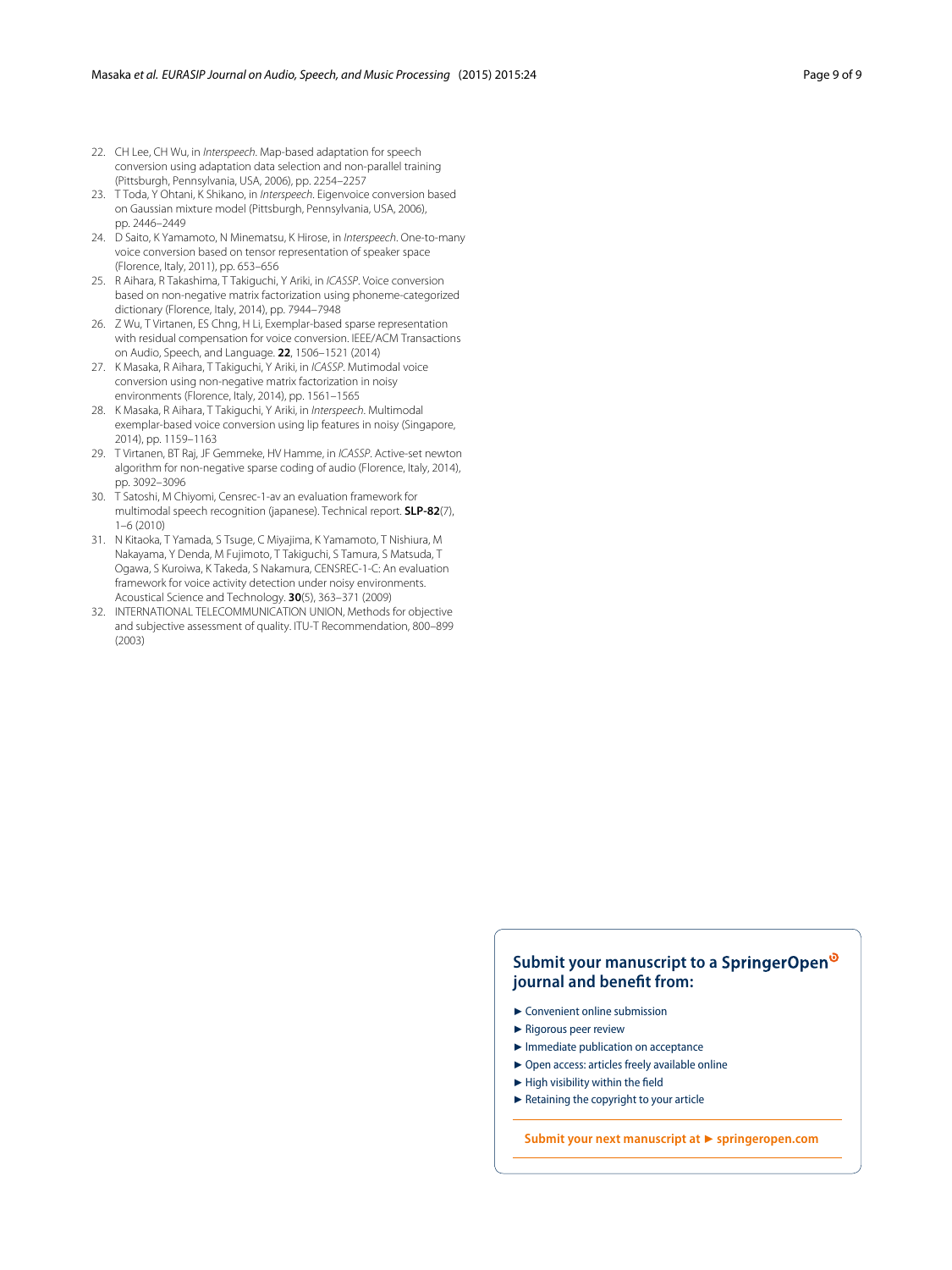22. CH Lee, CH Wu, in *Interspeech*. Map-based adaptation for speech conversion using adaptation data selection and non-parallel training (Pittsburgh, Pennsylvania, USA, 2006), pp. 2254–2257
23. T Toda, Y Ohtani, K Shikano, in *Interspeech*. Eigenvoice conversion based on Gaussian mixture model (Pittsburgh, Pennsylvania, USA, 2006), pp. 2446–2449
24. D Saito, K Yamamoto, N Minematsu, K Hirose, in *Interspeech*. One-to-many voice conversion based on tensor representation of speaker space (Florence, Italy, 2011), pp. 653–656
25. R Aihara, R Takashima, T Takiguchi, Y Ariki, in *ICASSP*. Voice conversion based on non-negative matrix factorization using phoneme-categorized dictionary (Florence, Italy, 2014), pp. 7944–7948
26. Z Wu, T Virtanen, ES Chng, H Li, Exemplar-based sparse representation with residual compensation for voice conversion. IEEE/ACM Transactions on Audio, Speech, and Language. **22**, 1506–1521 (2014)
27. K Masaka, R Aihara, T Takiguchi, Y Ariki, in *ICASSP*. Mutimodal voice conversion using non-negative matrix factorization in noisy environments (Florence, Italy, 2014), pp. 1561–1565
28. K Masaka, R Aihara, T Takiguchi, Y Ariki, in *Interspeech*. Multimodal exemplar-based voice conversion using lip features in noisy (Singapore, 2014), pp. 1159–1163
29. T Virtanen, BT Raj, JF Gemmeke, HV Hamme, in *ICASSP*. Active-set newton algorithm for non-negative sparse coding of audio (Florence, Italy, 2014), pp. 3092–3096
30. T Satoshi, M Chiyomi, Censrec-1-av an evaluation framework for multimodal speech recognition (japanese). Technical report. **SLP-82**(7), 1–6 (2010)
31. N Kitaoka, T Yamada, S Tsuge, C Miyajima, K Yamamoto, T Nishiura, M Nakayama, Y Denda, M Fujimoto, T Takiguchi, S Tamura, S Matsuda, T Ogawa, S Kuroiwa, K Takeda, S Nakamura, CENSREC-1-C: An evaluation framework for voice activity detection under noisy environments. Acoustical Science and Technology. **30**(5), 363–371 (2009)
32. INTERNATIONAL TELECOMMUNICATION UNION, Methods for objective and subjective assessment of quality. ITU-T Recommendation, 800–899 (2003)